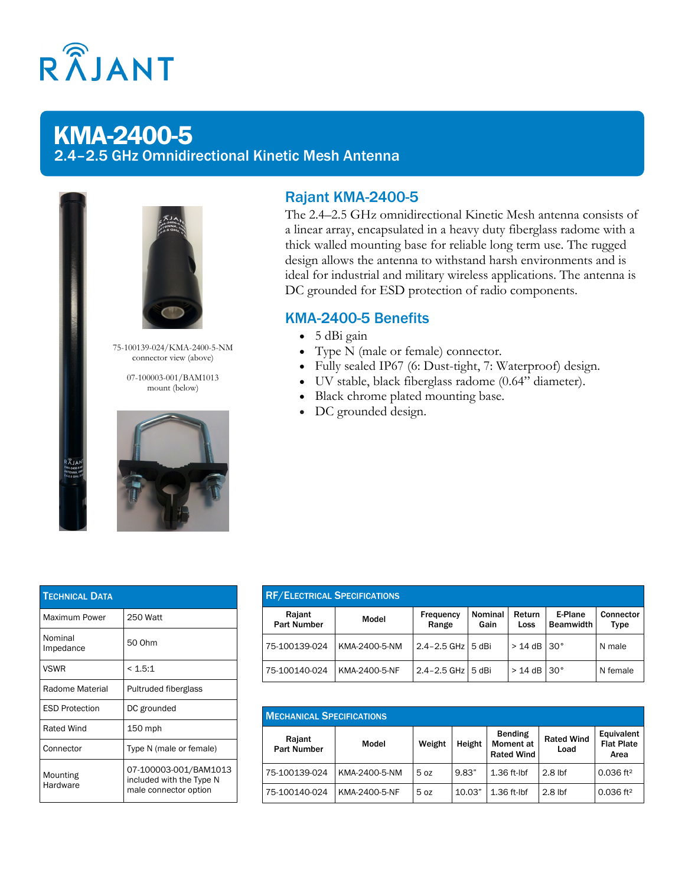# KMA-2400-5

2.4–2.5 GHz Omnidirectional Kinetic Mesh Antenna

75-100139-024/KMA-2400-5-NM connector view (above)

07-100003-001/BAM1013 mount (below)

## Rajant KMA-2400-5

The 2.4–2.5 GHz omnidirectional Kinetic Mesh antenna consists of a linear array, encapsulated in a heavy duty fiberglass radome with a thick walled mounting base for reliable long term use. The rugged design allows the antenna to withstand harsh environments and is ideal for industrial and military wireless applications. The antenna is DC grounded for ESD protection of radio components.

## KMA-2400-5 Benefits

- 5 dBi gain
- Type N (male or female) connector.
- Fully sealed IP67 (6: Dust-tight, 7: Waterproof) design.
- UV stable, black fiberglass radome (0.64" diameter).
- Black chrome plated mounting base.
- DC grounded design.

| Technical Data | |
|---|---|
| Maximum Power | 250 Watt |
| Nominal Impedance | 50 Ohm |
| VSWR | < 1.5:1 |
| Radome Material | Pultruded fiberglass |
| ESD Protection | DC grounded |
| Rated Wind | 150 mph |
| Connector | Type N (male or female) |
| Mounting Hardware | 07-100003-001/BAM1013 included with the Type N male connector option |

**RF/Electrical Specifications**

| Rajant Part Number | Model | Frequency Range | Nominal Gain | Return Loss | E-Plane Beamwidth | Connector Type |
|---|---|---|---|---|---|---|
| 75-100139-024 | KMA-2400-5-NM | 2.4–2.5 GHz | 5 dBi | > 14 dB | 30° | N male |
| 75-100140-024 | KMA-2400-5-NF | 2.4–2.5 GHz | 5 dBi | > 14 dB | 30° | N female |

**Mechanical Specifications**

| Rajant Part Number | Model | Weight | Height | Bending Moment at Rated Wind | Rated Wind Load | Equivalent Flat Plate Area |
|---|---|---|---|---|---|---|
| 75-100139-024 | KMA-2400-5-NM | 5 oz | 9.83" | 1.36 ft-lbf | 2.8 lbf | 0.036 ft$^2$ |
| 75-100140-024 | KMA-2400-5-NF | 5 oz | 10.03" | 1.36 ft-lbf | 2.8 lbf | 0.036 ft$^2$ |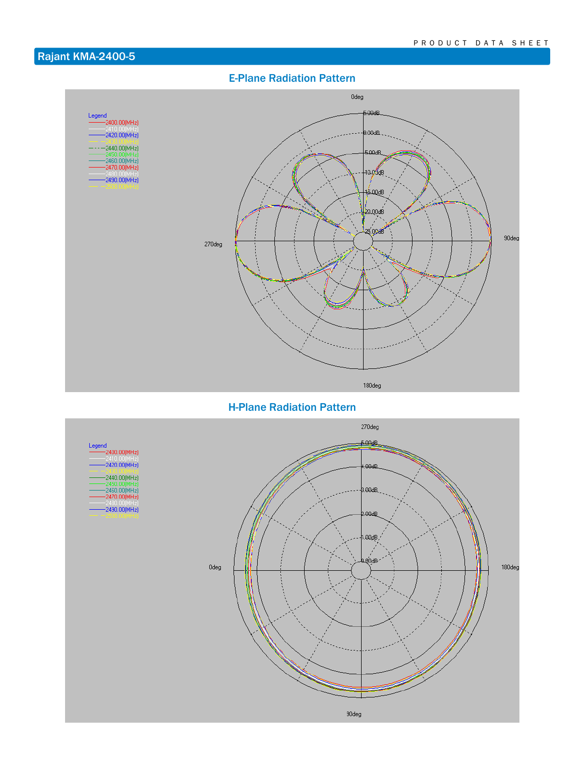# Rajant KMA-2400-5

## E-Plane Radiation Pattern

## H-Plane Radiation Pattern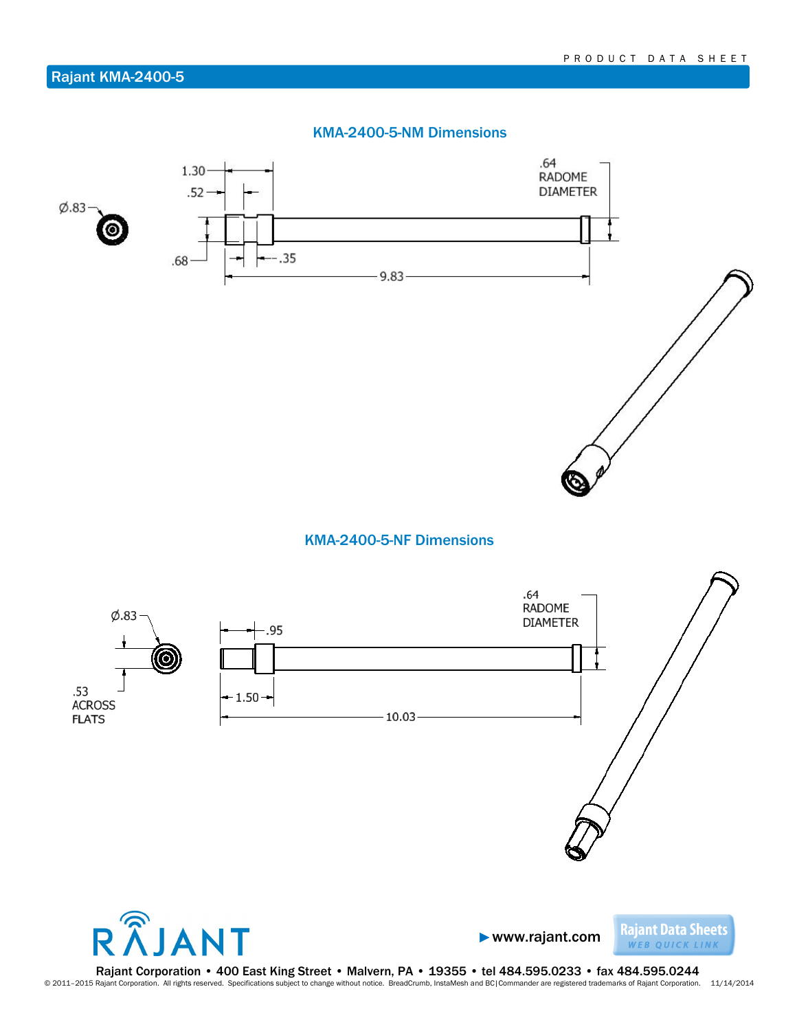## Rajant KMA-2400-5

### KMA-2400-5-NM Dimensions

Ø.83

1.30

.52

.68

.35

9.83

.64
RADOME
DIAMETER

### KMA-2400-5-NF Dimensions

Ø.83

.53
ACROSS
FLATS

.95

1.50

10.03

.64
RADOME
DIAMETER

RAJANT

▶ www.rajant.com

Rajant Data Sheets
WEB QUICK LINK

Rajant Corporation • 400 East King Street • Malvern, PA • 19355 • tel 484.595.0233 • fax 484.595.0244

© 2011–2015 Rajant Corporation. All rights reserved. Specifications subject to change without notice. BreadCrumb, InstaMesh and BC|Commander are registered trademarks of Rajant Corporation. 11/14/2014